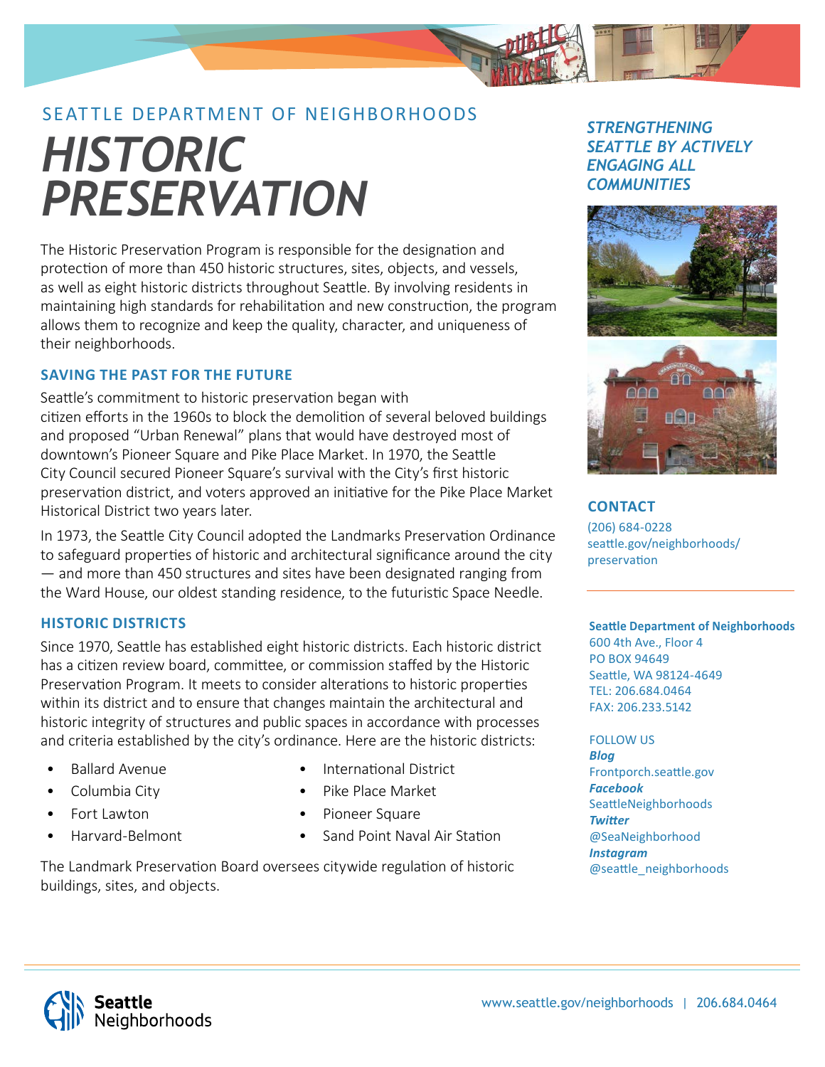SEATTLE DEPARTMENT OF NEIGHBORHOODS

# HISTORIC PRESERVATION

The Historic Preservation Program is responsible for the designation and protection of more than 450 historic structures, sites, objects, and vessels, as well as eight historic districts throughout Seattle. By involving residents in maintaining high standards for rehabilitation and new construction, the program allows them to recognize and keep the quality, character, and uniqueness of their neighborhoods.

## SAVING THE PAST FOR THE FUTURE

Seattle's commitment to historic preservation began with citizen efforts in the 1960s to block the demolition of several beloved buildings and proposed "Urban Renewal" plans that would have destroyed most of downtown's Pioneer Square and Pike Place Market. In 1970, the Seattle City Council secured Pioneer Square's survival with the City's first historic preservation district, and voters approved an initiative for the Pike Place Market Historical District two years later.

In 1973, the Seattle City Council adopted the Landmarks Preservation Ordinance to safeguard properties of historic and architectural significance around the city — and more than 450 structures and sites have been designated ranging from the Ward House, our oldest standing residence, to the futuristic Space Needle.

## HISTORIC DISTRICTS

Since 1970, Seattle has established eight historic districts. Each historic district has a citizen review board, committee, or commission staffed by the Historic Preservation Program. It meets to consider alterations to historic properties within its district and to ensure that changes maintain the architectural and historic integrity of structures and public spaces in accordance with processes and criteria established by the city's ordinance. Here are the historic districts:

- Ballard Avenue
- Columbia City
- Fort Lawton
- Harvard-Belmont
- International District
- Pike Place Market
- Pioneer Square
- Sand Point Naval Air Station

The Landmark Preservation Board oversees citywide regulation of historic buildings, sites, and objects.

***STRENGTHENING SEATTLE BY ACTIVELY ENGAGING ALL COMMUNITIES***

## CONTACT

(206) 684-0228
seattle.gov/neighborhoods/preservation

**Seattle Department of Neighborhoods**
600 4th Ave., Floor 4
PO BOX 94649
Seattle, WA 98124-4649
TEL: 206.684.0464
FAX: 206.233.5142

FOLLOW US
***Blog***
Frontporch.seattle.gov
***Facebook***
SeattleNeighborhoods
***Twitter***
@SeaNeighborhood
***Instagram***
@seattle_neighborhoods

Seattle Neighborhoods

www.seattle.gov/neighborhoods | 206.684.0464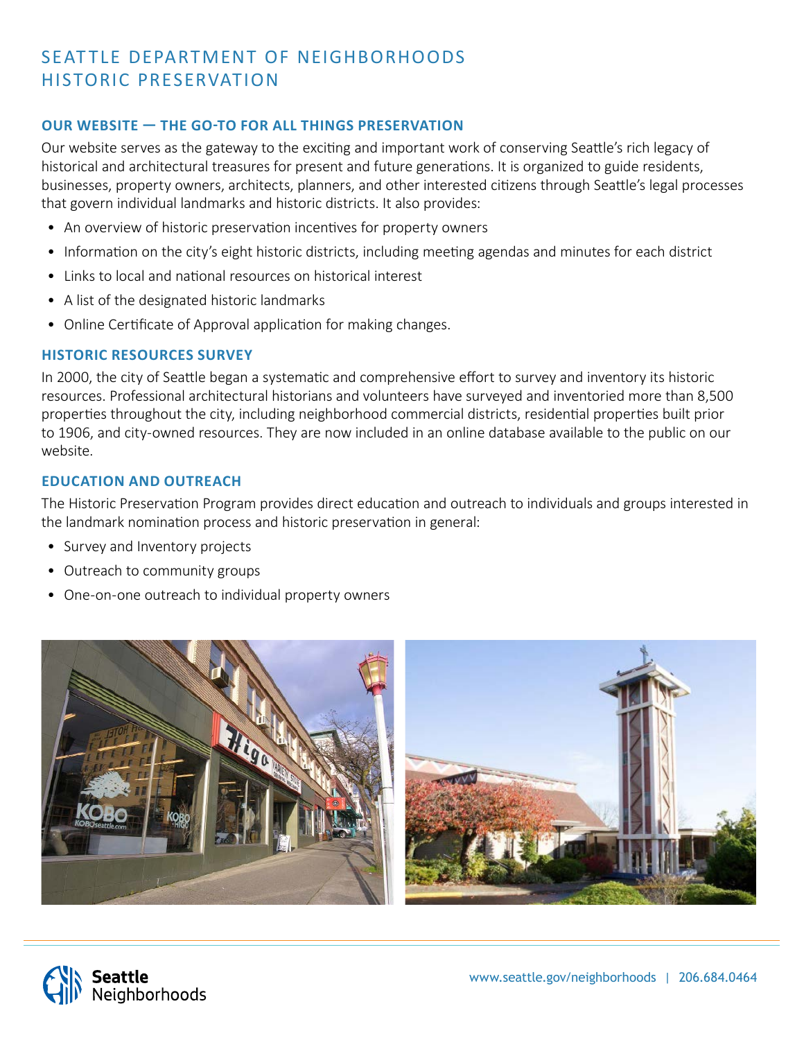# SEATTLE DEPARTMENT OF NEIGHBORHOODS HISTORIC PRESERVATION

## OUR WEBSITE — THE GO-TO FOR ALL THINGS PRESERVATION

Our website serves as the gateway to the exciting and important work of conserving Seattle's rich legacy of historical and architectural treasures for present and future generations. It is organized to guide residents, businesses, property owners, architects, planners, and other interested citizens through Seattle's legal processes that govern individual landmarks and historic districts. It also provides:

- An overview of historic preservation incentives for property owners
- Information on the city's eight historic districts, including meeting agendas and minutes for each district
- Links to local and national resources on historical interest
- A list of the designated historic landmarks
- Online Certificate of Approval application for making changes.

## HISTORIC RESOURCES SURVEY

In 2000, the city of Seattle began a systematic and comprehensive effort to survey and inventory its historic resources. Professional architectural historians and volunteers have surveyed and inventoried more than 8,500 properties throughout the city, including neighborhood commercial districts, residential properties built prior to 1906, and city-owned resources. They are now included in an online database available to the public on our website.

## EDUCATION AND OUTREACH

The Historic Preservation Program provides direct education and outreach to individuals and groups interested in the landmark nomination process and historic preservation in general:

- Survey and Inventory projects
- Outreach to community groups
- One-on-one outreach to individual property owners

Seattle Neighborhoods

www.seattle.gov/neighborhoods | 206.684.0464